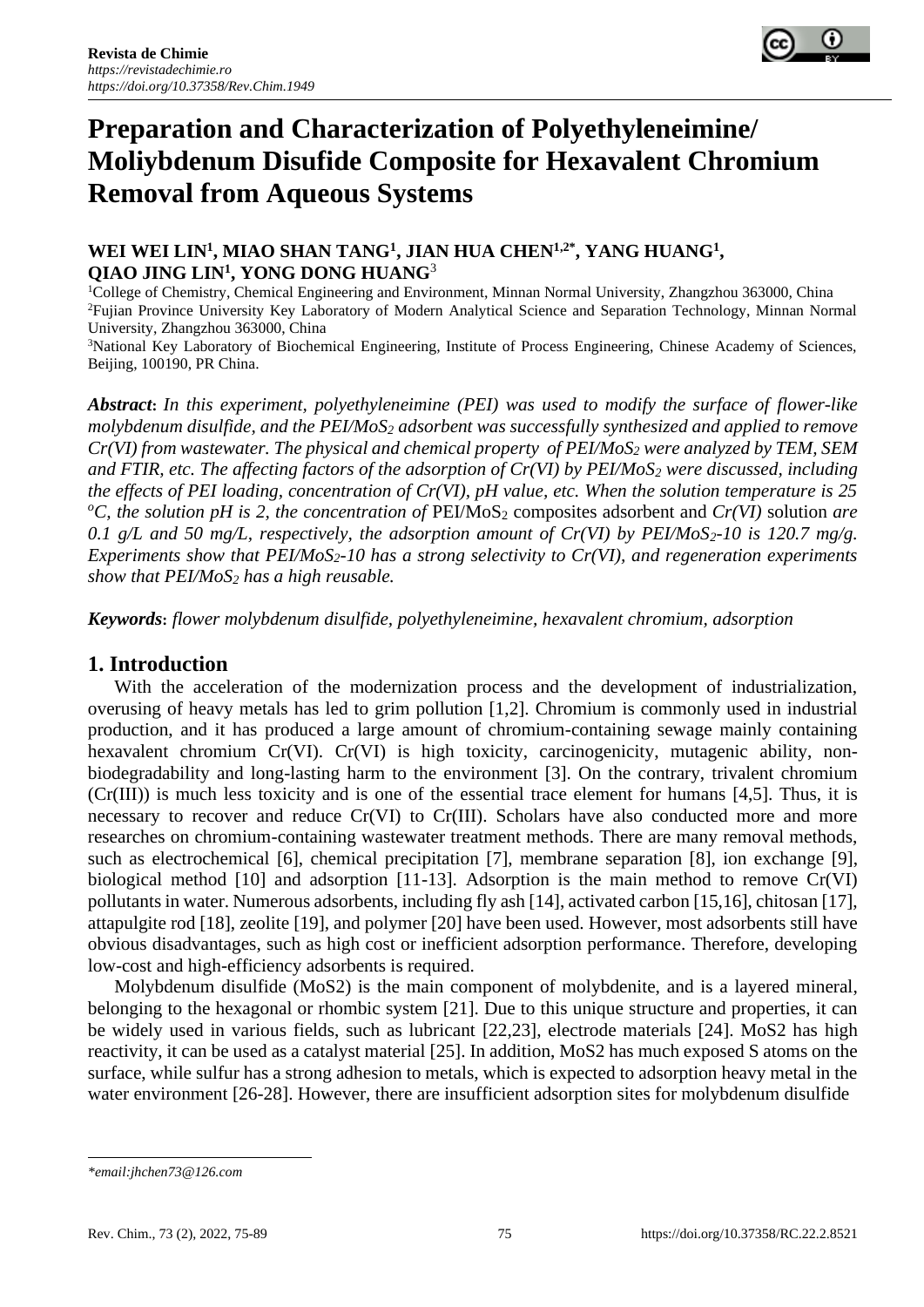# Preparation and Characterization of Polyethyleneimine/ Moliybdenum Disufide Composite for Hexavalent Chromium Removal from Aqueous Systems

**WEI WEI LIN[1], MIAO SHAN TANG[1], JIAN HUA CHEN[1,2*], YANG HUANG[1], QIAO JING LIN[1], YONG DONG HUANG[3]**

[1]College of Chemistry, Chemical Engineering and Environment, Minnan Normal University, Zhangzhou 363000, China
[2]Fujian Province University Key Laboratory of Modern Analytical Science and Separation Technology, Minnan Normal University, Zhangzhou 363000, China
[3]National Key Laboratory of Biochemical Engineering, Institute of Process Engineering, Chinese Academy of Sciences, Beijing, 100190, PR China.

***Abstract*:** *In this experiment, polyethyleneimine (PEI) was used to modify the surface of flower-like molybdenum disulfide, and the PEI/$MoS_2$ adsorbent was successfully synthesized and applied to remove Cr(VI) from wastewater. The physical and chemical property of PEI/$MoS_2$ were analyzed by TEM, SEM and FTIR, etc. The affecting factors of the adsorption of Cr(VI) by PEI/$MoS_2$ were discussed, including the effects of PEI loading, concentration of Cr(VI), pH value, etc. When the solution temperature is 25 $^oC$, the solution pH is 2, the concentration of* PEI/$MoS_2$ composites adsorbent and *Cr(VI)* solution *are 0.1 g/L and 50 mg/L, respectively, the adsorption amount of Cr(VI) by PEI/$MoS_2$-10 is 120.7 mg/g. Experiments show that PEI/$MoS_2$-10 has a strong selectivity to Cr(VI), and regeneration experiments show that PEI/$MoS_2$ has a high reusable.*

***Keywords*:** *flower molybdenum disulfide, polyethyleneimine, hexavalent chromium, adsorption*

## 1. Introduction

With the acceleration of the modernization process and the development of industrialization, overusing of heavy metals has led to grim pollution [1,2]. Chromium is commonly used in industrial production, and it has produced a large amount of chromium-containing sewage mainly containing hexavalent chromium Cr(VI). Cr(VI) is high toxicity, carcinogenicity, mutagenic ability, non-biodegradability and long-lasting harm to the environment [3]. On the contrary, trivalent chromium (Cr(III)) is much less toxicity and is one of the essential trace element for humans [4,5]. Thus, it is necessary to recover and reduce Cr(VI) to Cr(III). Scholars have also conducted more and more researches on chromium-containing wastewater treatment methods. There are many removal methods, such as electrochemical [6], chemical precipitation [7], membrane separation [8], ion exchange [9], biological method [10] and adsorption [11-13]. Adsorption is the main method to remove Cr(VI) pollutants in water. Numerous adsorbents, including fly ash [14], activated carbon [15,16], chitosan [17], attapulgite rod [18], zeolite [19], and polymer [20] have been used. However, most adsorbents still have obvious disadvantages, such as high cost or inefficient adsorption performance. Therefore, developing low-cost and high-efficiency adsorbents is required.

Molybdenum disulfide (MoS2) is the main component of molybdenite, and is a layered mineral, belonging to the hexagonal or rhombic system [21]. Due to this unique structure and properties, it can be widely used in various fields, such as lubricant [22,23], electrode materials [24]. MoS2 has high reactivity, it can be used as a catalyst material [25]. In addition, MoS2 has much exposed S atoms on the surface, while sulfur has a strong adhesion to metals, which is expected to adsorption heavy metal in the water environment [26-28]. However, there are insufficient adsorption sites for molybdenum disulfide

*email:jhchen73@126.com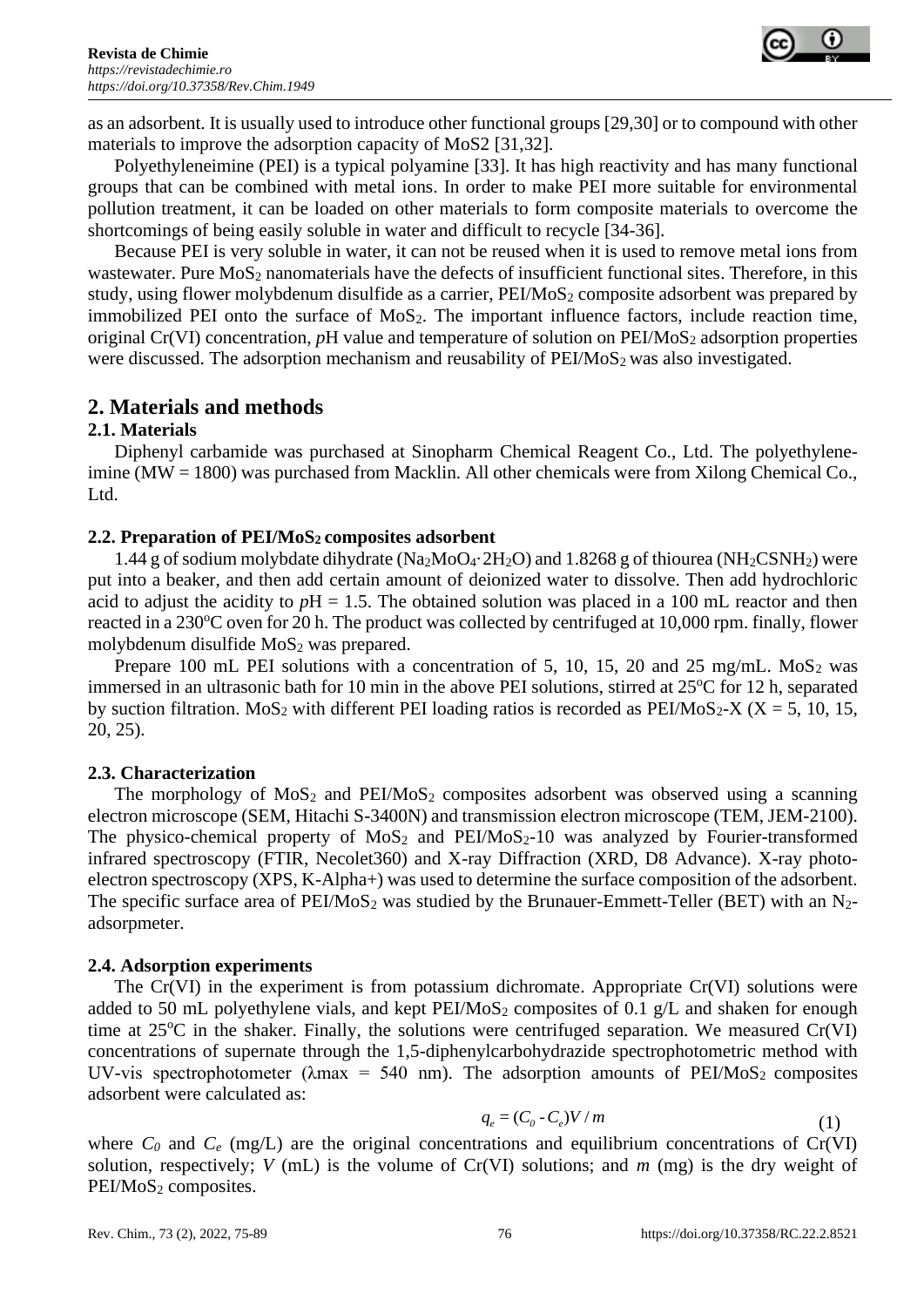as an adsorbent. It is usually used to introduce other functional groups [29,30] or to compound with other materials to improve the adsorption capacity of MoS2 [31,32].

Polyethyleneimine (PEI) is a typical polyamine [33]. It has high reactivity and has many functional groups that can be combined with metal ions. In order to make PEI more suitable for environmental pollution treatment, it can be loaded on other materials to form composite materials to overcome the shortcomings of being easily soluble in water and difficult to recycle [34-36].

Because PEI is very soluble in water, it can not be reused when it is used to remove metal ions from wastewater. Pure $MoS_2$ nanomaterials have the defects of insufficient functional sites. Therefore, in this study, using flower molybdenum disulfide as a carrier, PEI/$MoS_2$ composite adsorbent was prepared by immobilized PEI onto the surface of $MoS_2$. The important influence factors, include reaction time, original Cr(VI) concentration, *p*H value and temperature of solution on PEI/$MoS_2$ adsorption properties were discussed. The adsorption mechanism and reusability of PEI/$MoS_2$ was also investigated.

## 2. Materials and methods

### 2.1. Materials

Diphenyl carbamide was purchased at Sinopharm Chemical Reagent Co., Ltd. The polyethyleneimine (MW = 1800) was purchased from Macklin. All other chemicals were from Xilong Chemical Co., Ltd.

### 2.2. Preparation of PEI/$MoS_2$ composites adsorbent

1.44 g of sodium molybdate dihydrate ($Na_2MoO_4 \cdot 2H_2O$) and 1.8268 g of thiourea ($NH_2CSNH_2$) were put into a beaker, and then add certain amount of deionized water to dissolve. Then add hydrochloric acid to adjust the acidity to *p*H = 1.5. The obtained solution was placed in a 100 mL reactor and then reacted in a 230°C oven for 20 h. The product was collected by centrifuged at 10,000 rpm. finally, flower molybdenum disulfide $MoS_2$ was prepared.

Prepare 100 mL PEI solutions with a concentration of 5, 10, 15, 20 and 25 mg/mL. $MoS_2$ was immersed in an ultrasonic bath for 10 min in the above PEI solutions, stirred at 25°C for 12 h, separated by suction filtration. $MoS_2$ with different PEI loading ratios is recorded as PEI/$MoS_2$-X (X = 5, 10, 15, 20, 25).

### 2.3. Characterization

The morphology of $MoS_2$ and PEI/$MoS_2$ composites adsorbent was observed using a scanning electron microscope (SEM, Hitachi S-3400N) and transmission electron microscope (TEM, JEM-2100). The physico-chemical property of $MoS_2$ and PEI/$MoS_2$-10 was analyzed by Fourier-transformed infrared spectroscopy (FTIR, Necolet360) and X-ray Diffraction (XRD, D8 Advance). X-ray photo-electron spectroscopy (XPS, K-Alpha+) was used to determine the surface composition of the adsorbent. The specific surface area of PEI/$MoS_2$ was studied by the Brunauer-Emmett-Teller (BET) with an $N_2$-adsorpmeter.

### 2.4. Adsorption experiments

The Cr(VI) in the experiment is from potassium dichromate. Appropriate Cr(VI) solutions were added to 50 mL polyethylene vials, and kept PEI/$MoS_2$ composites of 0.1 g/L and shaken for enough time at 25°C in the shaker. Finally, the solutions were centrifuged separation. We measured Cr(VI) concentrations of supernate through the 1,5-diphenylcarbohydrazide spectrophotometric method with UV-vis spectrophotometer (λmax = 540 nm). The adsorption amounts of PEI/$MoS_2$ composites adsorbent were calculated as:

$$q_e = (C_0 - C_e)V / m \tag{1}$$

where $C_0$ and $C_e$ (mg/L) are the original concentrations and equilibrium concentrations of Cr(VI) solution, respectively; $V$ (mL) is the volume of Cr(VI) solutions; and $m$ (mg) is the dry weight of PEI/$MoS_2$ composites.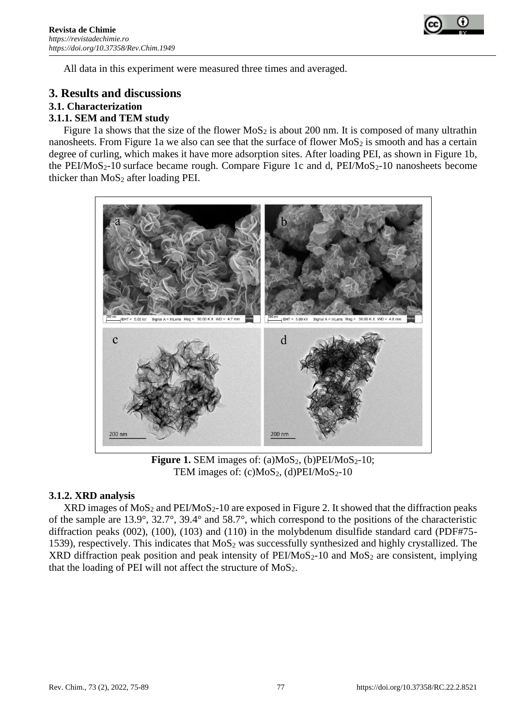All data in this experiment were measured three times and averaged.

## 3. Results and discussions

### 3.1. Characterization

### 3.1.1. SEM and TEM study

Figure 1a shows that the size of the flower $MoS_2$ is about 200 nm. It is composed of many ultrathin nanosheets. From Figure 1a we also can see that the surface of flower $MoS_2$ is smooth and has a certain degree of curling, which makes it have more adsorption sites. After loading PEI, as shown in Figure 1b, the PEI/$MoS_2$-10 surface became rough. Compare Figure 1c and d, PEI/$MoS_2$-10 nanosheets become thicker than $MoS_2$ after loading PEI.

**Figure 1.** SEM images of: (a)$MoS_2$, (b)PEI/$MoS_2$-10; TEM images of: (c)$MoS_2$, (d)PEI/$MoS_2$-10

### 3.1.2. XRD analysis

XRD images of $MoS_2$ and PEI/$MoS_2$-10 are exposed in Figure 2. It showed that the diffraction peaks of the sample are 13.9°, 32.7°, 39.4° and 58.7°, which correspond to the positions of the characteristic diffraction peaks (002), (100), (103) and (110) in the molybdenum disulfide standard card (PDF#75-1539), respectively. This indicates that $MoS_2$ was successfully synthesized and highly crystallized. The XRD diffraction peak position and peak intensity of PEI/$MoS_2$-10 and $MoS_2$ are consistent, implying that the loading of PEI will not affect the structure of $MoS_2$.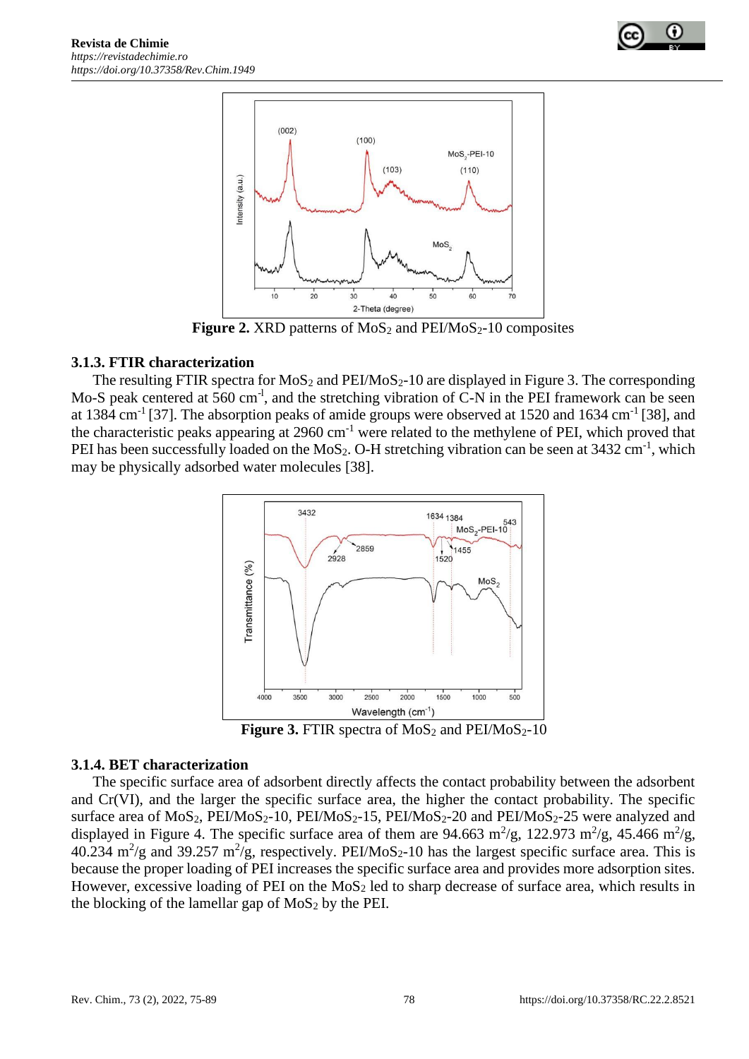Figure 2. XRD patterns of $MoS_2$ and PEI/$MoS_2$-10 composites

### 3.1.3. FTIR characterization

The resulting FTIR spectra for $MoS_2$ and PEI/$MoS_2$-10 are displayed in Figure 3. The corresponding Mo-S peak centered at 560 $cm^{-1}$, and the stretching vibration of C-N in the PEI framework can be seen at 1384 $cm^{-1}$ [37]. The absorption peaks of amide groups were observed at 1520 and 1634 $cm^{-1}$ [38], and the characteristic peaks appearing at 2960 $cm^{-1}$ were related to the methylene of PEI, which proved that PEI has been successfully loaded on the $MoS_2$. O-H stretching vibration can be seen at 3432 $cm^{-1}$, which may be physically adsorbed water molecules [38].

Figure 3. FTIR spectra of $MoS_2$ and PEI/$MoS_2$-10

### 3.1.4. BET characterization

The specific surface area of adsorbent directly affects the contact probability between the adsorbent and Cr(VI), and the larger the specific surface area, the higher the contact probability. The specific surface area of $MoS_2$, PEI/$MoS_2$-10, PEI/$MoS_2$-15, PEI/$MoS_2$-20 and PEI/$MoS_2$-25 were analyzed and displayed in Figure 4. The specific surface area of them are 94.663 $m^2/g$, 122.973 $m^2/g$, 45.466 $m^2/g$, 40.234 $m^2/g$ and 39.257 $m^2/g$, respectively. PEI/$MoS_2$-10 has the largest specific surface area. This is because the proper loading of PEI increases the specific surface area and provides more adsorption sites. However, excessive loading of PEI on the $MoS_2$ led to sharp decrease of surface area, which results in the blocking of the lamellar gap of $MoS_2$ by the PEI.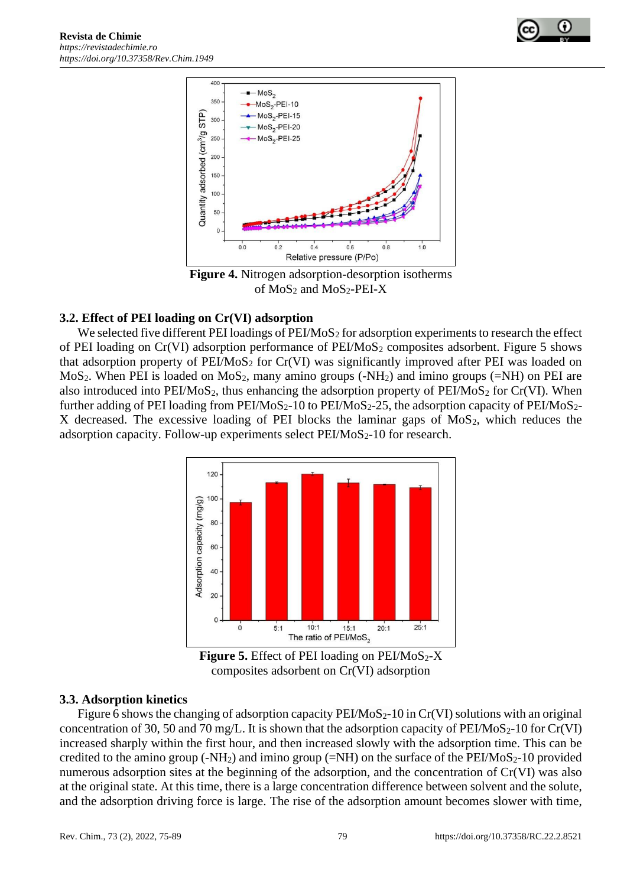**Figure 4.** Nitrogen adsorption-desorption isotherms of $MoS_2$ and $MoS_2$-PEI-X

### 3.2. Effect of PEI loading on Cr(VI) adsorption

We selected five different PEI loadings of PEI/$MoS_2$ for adsorption experiments to research the effect of PEI loading on Cr(VI) adsorption performance of PEI/$MoS_2$ composites adsorbent. Figure 5 shows that adsorption property of PEI/$MoS_2$ for Cr(VI) was significantly improved after PEI was loaded on $MoS_2$. When PEI is loaded on $MoS_2$, many amino groups (-$NH_2$) and imino groups (=NH) on PEI are also introduced into PEI/$MoS_2$, thus enhancing the adsorption property of PEI/$MoS_2$ for Cr(VI). When further adding of PEI loading from PEI/$MoS_2$-10 to PEI/$MoS_2$-25, the adsorption capacity of PEI/$MoS_2$-X decreased. The excessive loading of PEI blocks the laminar gaps of $MoS_2$, which reduces the adsorption capacity. Follow-up experiments select PEI/$MoS_2$-10 for research.

**Figure 5.** Effect of PEI loading on PEI/$MoS_2$-X composites adsorbent on Cr(VI) adsorption

### 3.3. Adsorption kinetics

Figure 6 shows the changing of adsorption capacity PEI/$MoS_2$-10 in Cr(VI) solutions with an original concentration of 30, 50 and 70 mg/L. It is shown that the adsorption capacity of PEI/$MoS_2$-10 for Cr(VI) increased sharply within the first hour, and then increased slowly with the adsorption time. This can be credited to the amino group (-$NH_2$) and imino group (=NH) on the surface of the PEI/$MoS_2$-10 provided numerous adsorption sites at the beginning of the adsorption, and the concentration of Cr(VI) was also at the original state. At this time, there is a large concentration difference between solvent and the solute, and the adsorption driving force is large. The rise of the adsorption amount becomes slower with time,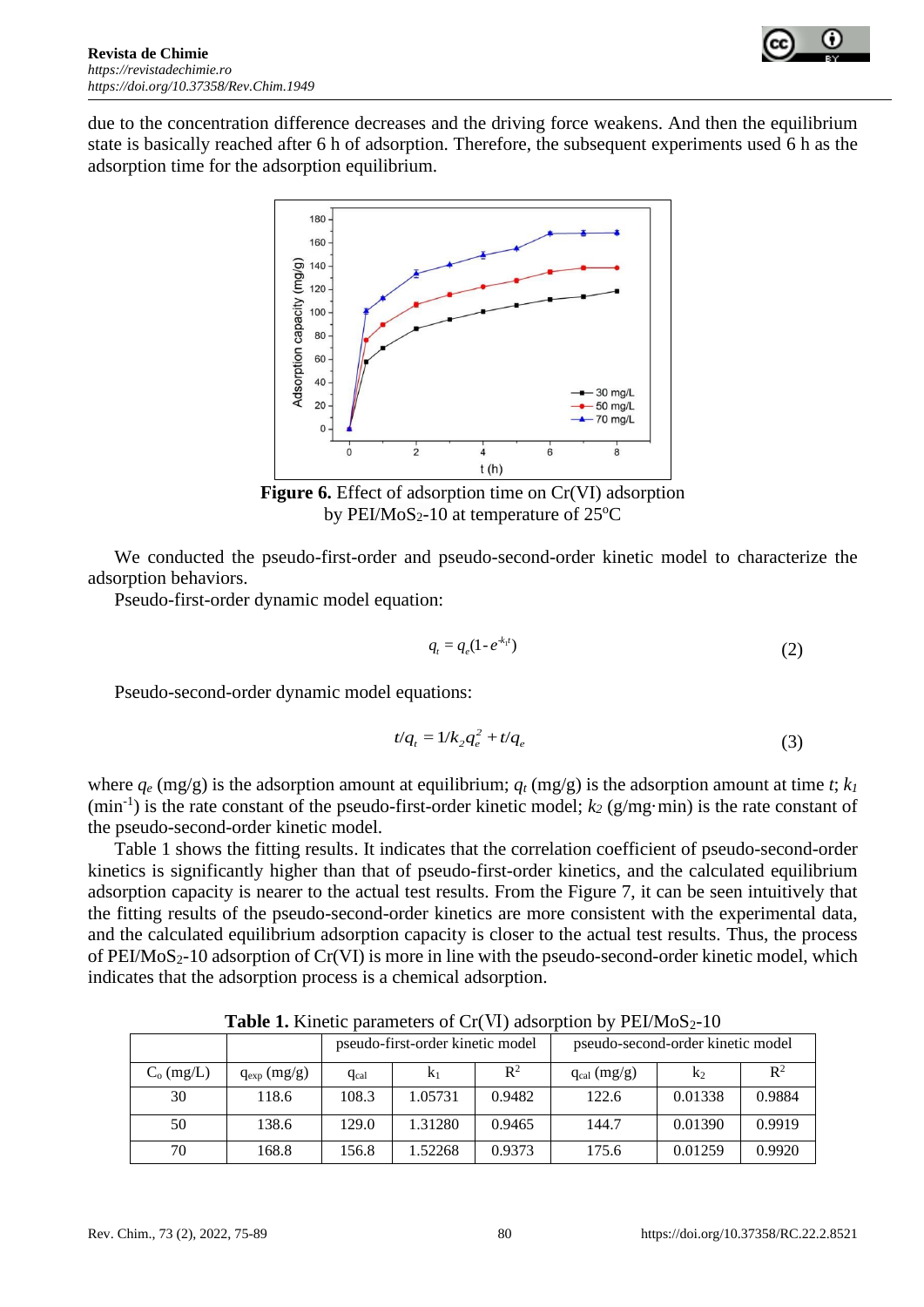due to the concentration difference decreases and the driving force weakens. And then the equilibrium state is basically reached after 6 h of adsorption. Therefore, the subsequent experiments used 6 h as the adsorption time for the adsorption equilibrium.

**Figure 6.** Effect of adsorption time on Cr(VI) adsorption by PEI/$MoS_2$-10 at temperature of 25°C

We conducted the pseudo-first-order and pseudo-second-order kinetic model to characterize the adsorption behaviors.

Pseudo-first-order dynamic model equation:

$$q_t = q_e(1 - e^{-k_1 t}) \tag{2}$$

Pseudo-second-order dynamic model equations:

$$t/q_t = 1/k_2 q_e^2 + t/q_e \tag{3}$$

where $q_e$ (mg/g) is the adsorption amount at equilibrium; $q_t$ (mg/g) is the adsorption amount at time $t$; $k_1$ (min$^{-1}$) is the rate constant of the pseudo-first-order kinetic model; $k_2$ (g/mg·min) is the rate constant of the pseudo-second-order kinetic model.

Table 1 shows the fitting results. It indicates that the correlation coefficient of pseudo-second-order kinetics is significantly higher than that of pseudo-first-order kinetics, and the calculated equilibrium adsorption capacity is nearer to the actual test results. From the Figure 7, it can be seen intuitively that the fitting results of the pseudo-second-order kinetics are more consistent with the experimental data, and the calculated equilibrium adsorption capacity is closer to the actual test results. Thus, the process of PEI/$MoS_2$-10 adsorption of Cr(VI) is more in line with the pseudo-second-order kinetic model, which indicates that the adsorption process is a chemical adsorption.

**Table 1.** Kinetic parameters of Cr(VI) adsorption by PEI/$MoS_2$-10

| | | pseudo-first-order kinetic model | | | pseudo-second-order kinetic model | | |
|---|---|---|---|---|---|---|---|
| $C_o$ (mg/L) | $q_{exp}$ (mg/g) | $q_{cal}$ | $k_1$ | $R^2$ | $q_{cal}$ (mg/g) | $k_2$ | $R^2$ |
| 30 | 118.6 | 108.3 | 1.05731 | 0.9482 | 122.6 | 0.01338 | 0.9884 |
| 50 | 138.6 | 129.0 | 1.31280 | 0.9465 | 144.7 | 0.01390 | 0.9919 |
| 70 | 168.8 | 156.8 | 1.52268 | 0.9373 | 175.6 | 0.01259 | 0.9920 |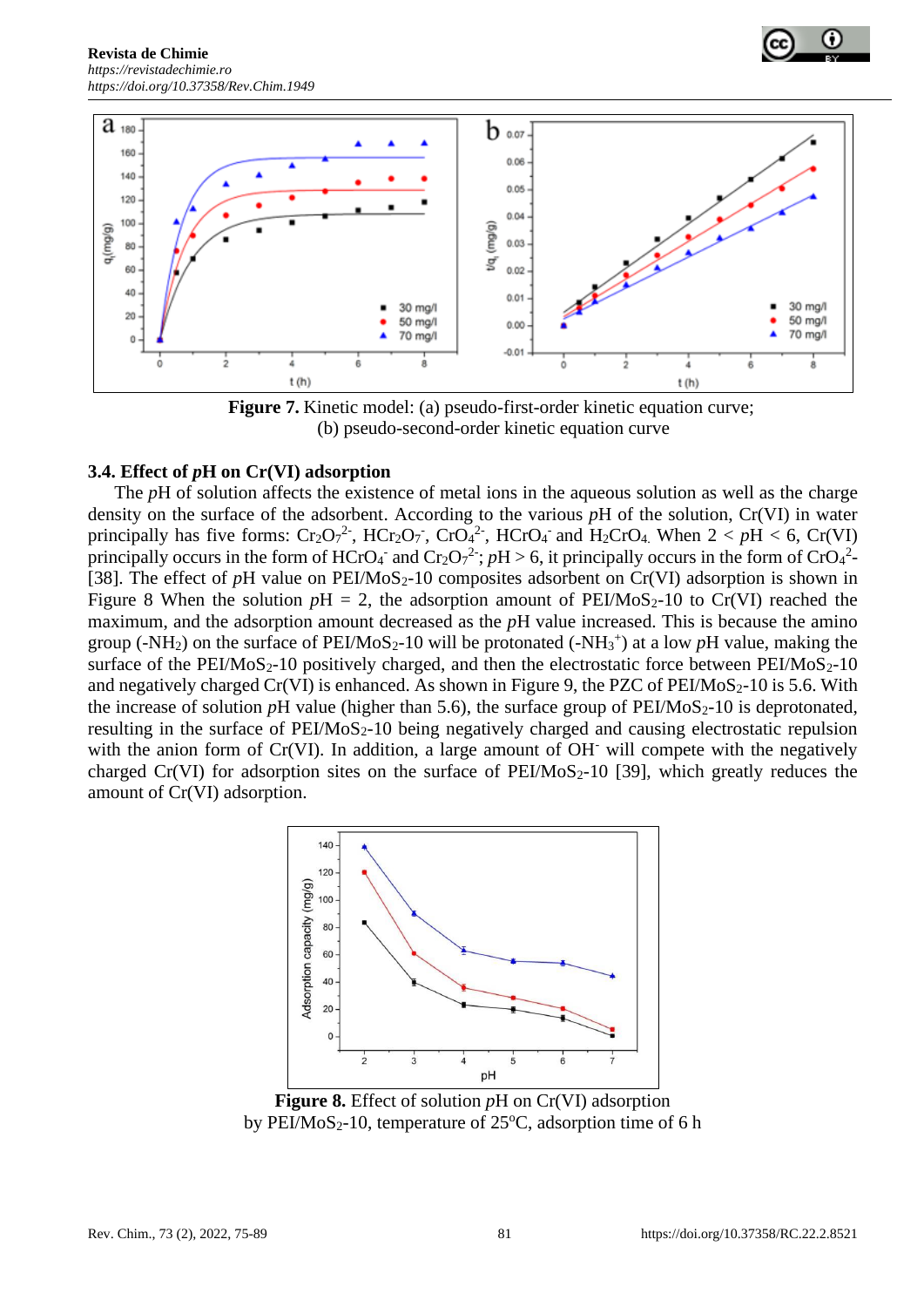Figure 7. Kinetic model: (a) pseudo-first-order kinetic equation curve; (b) pseudo-second-order kinetic equation curve

### 3.4. Effect of *p*H on Cr(VI) adsorption

The *p*H of solution affects the existence of metal ions in the aqueous solution as well as the charge density on the surface of the adsorbent. According to the various *p*H of the solution, Cr(VI) in water principally has five forms: $Cr_2O_7^{2-}$, $HCr_2O_7^-$, $CrO_4^{2-}$, $HCrO_4^-$ and $H_2CrO_4$. When 2 < *p*H < 6, Cr(VI) principally occurs in the form of $HCrO_4^-$ and $Cr_2O_7^{2-}$; *p*H > 6, it principally occurs in the form of $CrO_4^{2-}$ [38]. The effect of *p*H value on PEI/$MoS_2$-10 composites adsorbent on Cr(VI) adsorption is shown in Figure 8 When the solution *p*H = 2, the adsorption amount of PEI/$MoS_2$-10 to Cr(VI) reached the maximum, and the adsorption amount decreased as the *p*H value increased. This is because the amino group (-$NH_2$) on the surface of PEI/$MoS_2$-10 will be protonated (-$NH_3^+$) at a low *p*H value, making the surface of the PEI/$MoS_2$-10 positively charged, and then the electrostatic force between PEI/$MoS_2$-10 and negatively charged Cr(VI) is enhanced. As shown in Figure 9, the PZC of PEI/$MoS_2$-10 is 5.6. With the increase of solution *p*H value (higher than 5.6), the surface group of PEI/$MoS_2$-10 is deprotonated, resulting in the surface of PEI/$MoS_2$-10 being negatively charged and causing electrostatic repulsion with the anion form of Cr(VI). In addition, a large amount of $OH^-$ will compete with the negatively charged Cr(VI) for adsorption sites on the surface of PEI/$MoS_2$-10 [39], which greatly reduces the amount of Cr(VI) adsorption.

Figure 8. Effect of solution *p*H on Cr(VI) adsorption by PEI/$MoS_2$-10, temperature of 25°C, adsorption time of 6 h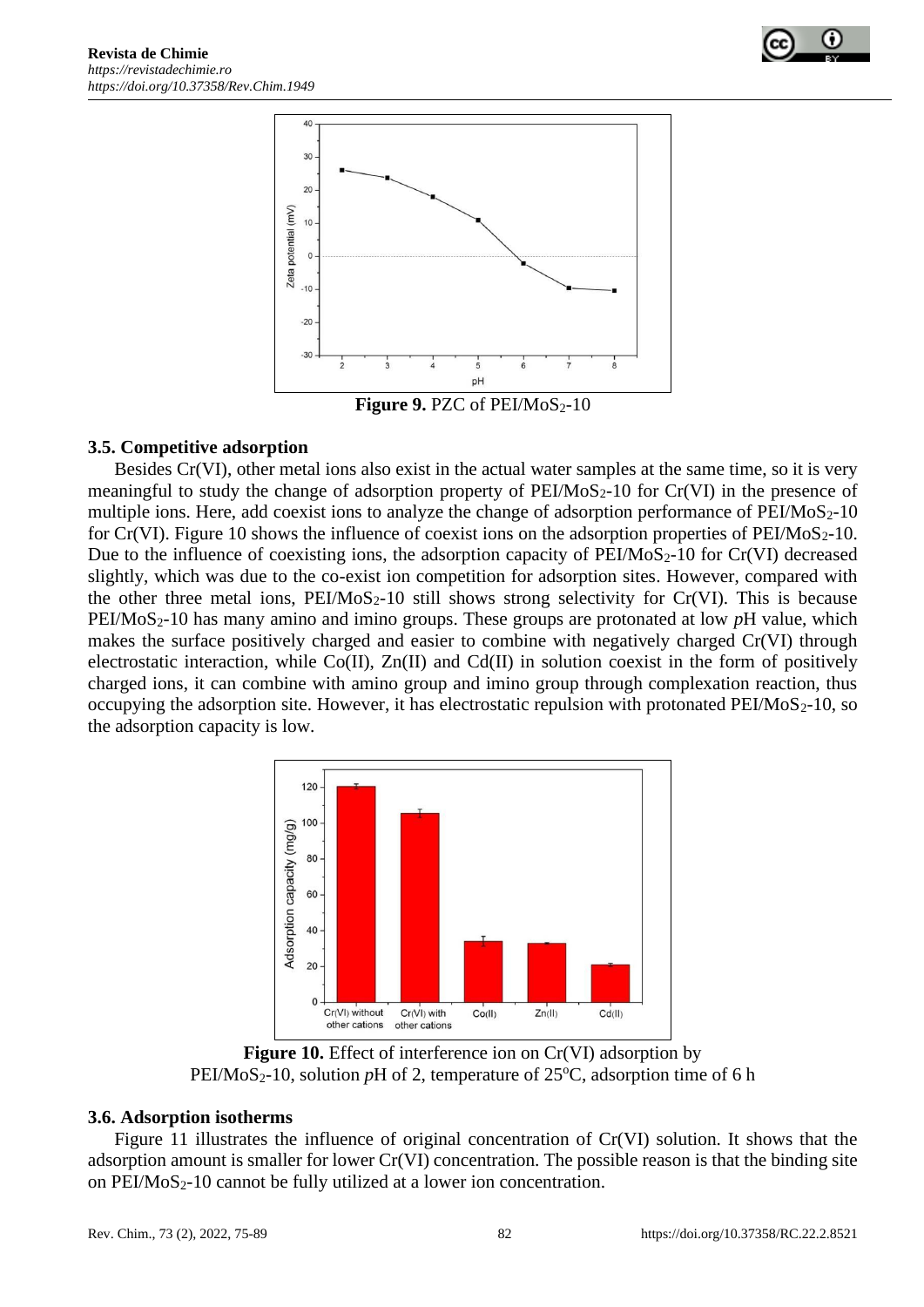Figure 9. PZC of $PEI/MoS_2$-10

### 3.5. Competitive adsorption

Besides Cr(VI), other metal ions also exist in the actual water samples at the same time, so it is very meaningful to study the change of adsorption property of $PEI/MoS_2$-10 for Cr(VI) in the presence of multiple ions. Here, add coexist ions to analyze the change of adsorption performance of $PEI/MoS_2$-10 for Cr(VI). Figure 10 shows the influence of coexist ions on the adsorption properties of $PEI/MoS_2$-10. Due to the influence of coexisting ions, the adsorption capacity of $PEI/MoS_2$-10 for Cr(VI) decreased slightly, which was due to the co-exist ion competition for adsorption sites. However, compared with the other three metal ions, $PEI/MoS_2$-10 still shows strong selectivity for Cr(VI). This is because $PEI/MoS_2$-10 has many amino and imino groups. These groups are protonated at low *p*H value, which makes the surface positively charged and easier to combine with negatively charged Cr(VI) through electrostatic interaction, while Co(II), Zn(II) and Cd(II) in solution coexist in the form of positively charged ions, it can combine with amino group and imino group through complexation reaction, thus occupying the adsorption site. However, it has electrostatic repulsion with protonated $PEI/MoS_2$-10, so the adsorption capacity is low.

**Figure 10.** Effect of interference ion on Cr(VI) adsorption by $PEI/MoS_2$-10, solution *p*H of 2, temperature of 25°C, adsorption time of 6 h

### 3.6. Adsorption isotherms

Figure 11 illustrates the influence of original concentration of Cr(VI) solution. It shows that the adsorption amount is smaller for lower Cr(VI) concentration. The possible reason is that the binding site on $PEI/MoS_2$-10 cannot be fully utilized at a lower ion concentration.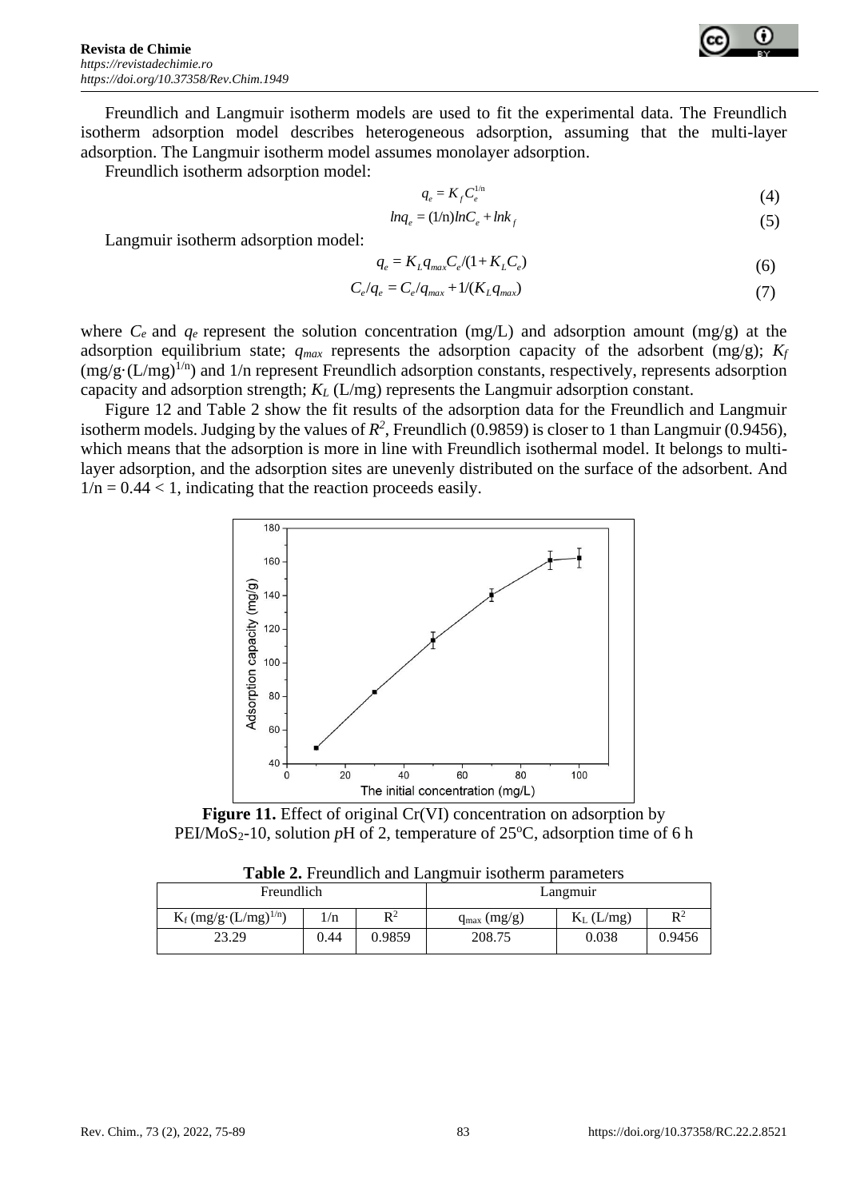Freundlich and Langmuir isotherm models are used to fit the experimental data. The Freundlich isotherm adsorption model describes heterogeneous adsorption, assuming that the multi-layer adsorption. The Langmuir isotherm model assumes monolayer adsorption.

Freundlich isotherm adsorption model:

$$q_e = K_f C_e^{1/n} \tag{4}$$

$$ln q_e = (1/n) ln C_e + ln k_f \tag{5}$$

Langmuir isotherm adsorption model:

$$q_e = K_L q_{max} C_e / (1 + K_L C_e) \tag{6}$$

$$C_e / q_e = C_e / q_{max} + 1/(K_L q_{max}) \tag{7}$$

where $C_e$ and $q_e$ represent the solution concentration (mg/L) and adsorption amount (mg/g) at the adsorption equilibrium state; $q_{max}$ represents the adsorption capacity of the adsorbent (mg/g); $K_f$ $(mg/g \cdot (L/mg)^{1/n})$ and 1/n represent Freundlich adsorption constants, respectively, represents adsorption capacity and adsorption strength; $K_L$ (L/mg) represents the Langmuir adsorption constant.

Figure 12 and Table 2 show the fit results of the adsorption data for the Freundlich and Langmuir isotherm models. Judging by the values of $R^2$, Freundlich (0.9859) is closer to 1 than Langmuir (0.9456), which means that the adsorption is more in line with Freundlich isothermal model. It belongs to multi-layer adsorption, and the adsorption sites are unevenly distributed on the surface of the adsorbent. And $1/n = 0.44 < 1$, indicating that the reaction proceeds easily.

**Figure 11.** Effect of original Cr(VI) concentration on adsorption by PEI/$MoS_2$-10, solution *p*H of 2, temperature of 25°C, adsorption time of 6 h

**Table 2.** Freundlich and Langmuir isotherm parameters

| Freundlich | | | Langmuir | | |
|---|---|---|---|---|---|
| $K_f$ $(mg/g \cdot (L/mg)^{1/n})$ | 1/n | $R^2$ | $q_{max}$ (mg/g) | $K_L$ (L/mg) | $R^2$ |
| 23.29 | 0.44 | 0.9859 | 208.75 | 0.038 | 0.9456 |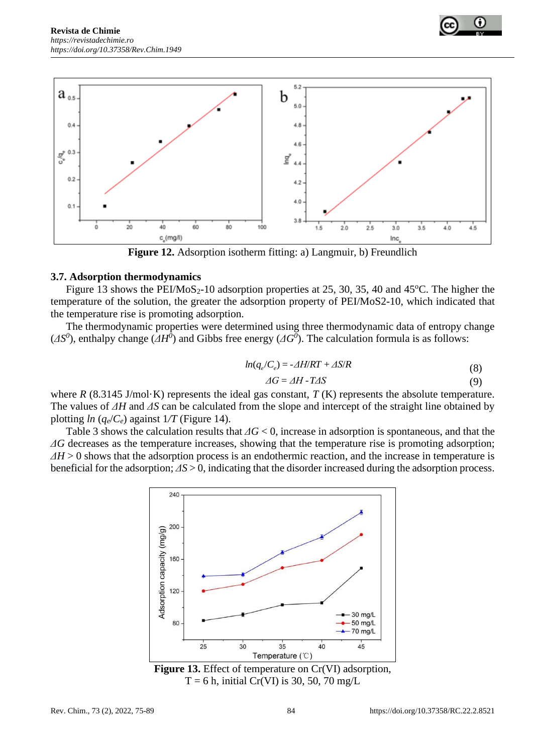Figure 12. Adsorption isotherm fitting: a) Langmuir, b) Freundlich

### 3.7. Adsorption thermodynamics

Figure 13 shows the PEI/$MoS_2$-10 adsorption properties at 25, 30, 35, 40 and 45°C. The higher the temperature of the solution, the greater the adsorption property of PEI/MoS2-10, which indicated that the temperature rise is promoting adsorption.

The thermodynamic properties were determined using three thermodynamic data of entropy change ($\Delta S^0$), enthalpy change ($\Delta H^0$) and Gibbs free energy ($\Delta G^0$). The calculation formula is as follows:

$$ln(q_e/C_e) = -\Delta H/RT + \Delta S/R \quad (8)$$

$$\Delta G = \Delta H - T\Delta S \quad (9)$$

where $R$ (8.3145 J/mol·K) represents the ideal gas constant, $T$ (K) represents the absolute temperature. The values of $\Delta H$ and $\Delta S$ can be calculated from the slope and intercept of the straight line obtained by plotting $ln\,(q_e/C_e)$ against $1/T$ (Figure 14).

Table 3 shows the calculation results that $\Delta G < 0$, increase in adsorption is spontaneous, and that the $\Delta G$ decreases as the temperature increases, showing that the temperature rise is promoting adsorption; $\Delta H > 0$ shows that the adsorption process is an endothermic reaction, and the increase in temperature is beneficial for the adsorption; $\Delta S > 0$, indicating that the disorder increased during the adsorption process.

**Figure 13.** Effect of temperature on Cr(VI) adsorption, T = 6 h, initial Cr(VI) is 30, 50, 70 mg/L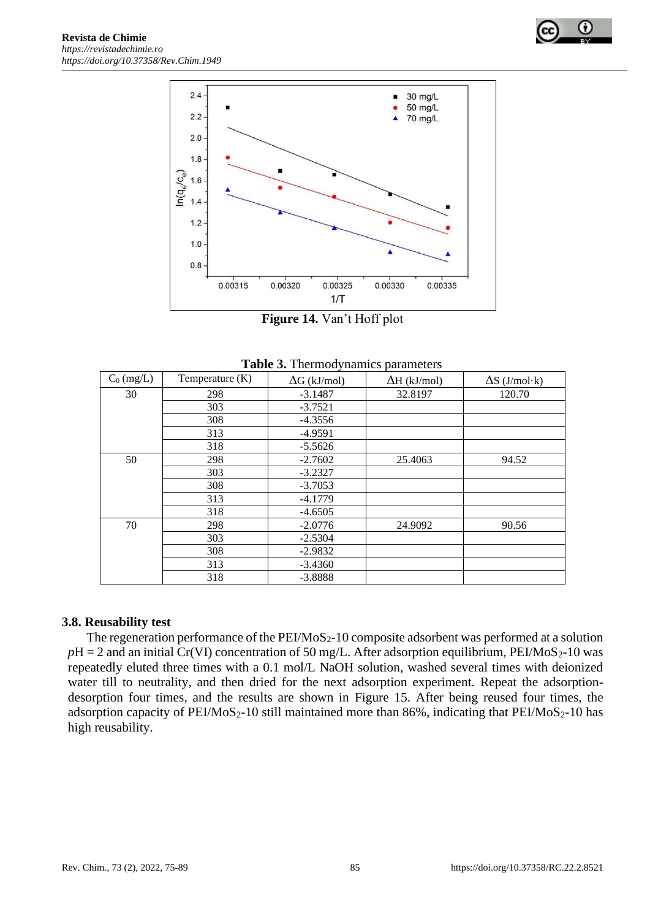Figure 14. Van't Hoff plot

**Table 3.** Thermodynamics parameters

| $C_0$ (mg/L) | Temperature (K) | ΔG (kJ/mol) | ΔH (kJ/mol) | ΔS (J/mol·k) |
|---|---|---|---|---|
| 30 | 298 | -3.1487 | 32.8197 | 120.70 |
| | 303 | -3.7521 | | |
| | 308 | -4.3556 | | |
| | 313 | -4.9591 | | |
| | 318 | -5.5626 | | |
| 50 | 298 | -2.7602 | 25.4063 | 94.52 |
| | 303 | -3.2327 | | |
| | 308 | -3.7053 | | |
| | 313 | -4.1779 | | |
| | 318 | -4.6505 | | |
| 70 | 298 | -2.0776 | 24.9092 | 90.56 |
| | 303 | -2.5304 | | |
| | 308 | -2.9832 | | |
| | 313 | -3.4360 | | |
| | 318 | -3.8888 | | |

### 3.8. Reusability test

The regeneration performance of the PEI/$MoS_2$-10 composite adsorbent was performed at a solution *p*H = 2 and an initial Cr(VI) concentration of 50 mg/L. After adsorption equilibrium, PEI/$MoS_2$-10 was repeatedly eluted three times with a 0.1 mol/L NaOH solution, washed several times with deionized water till to neutrality, and then dried for the next adsorption experiment. Repeat the adsorption-desorption four times, and the results are shown in Figure 15. After being reused four times, the adsorption capacity of PEI/$MoS_2$-10 still maintained more than 86%, indicating that PEI/$MoS_2$-10 has high reusability.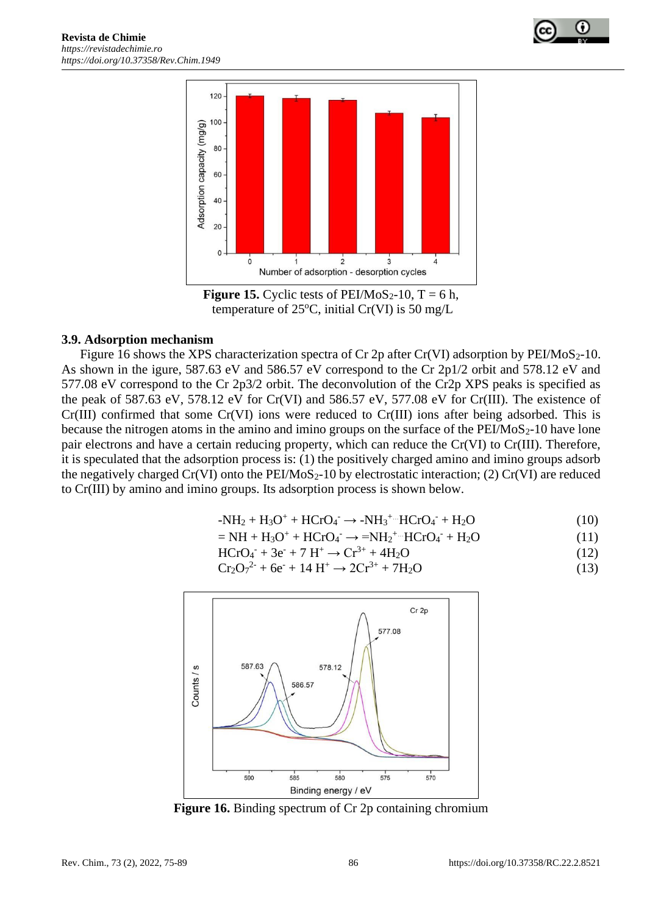**Figure 15.** Cyclic tests of PEI/$MoS_2$-10, T = 6 h, temperature of 25°C, initial Cr(VI) is 50 mg/L

### 3.9. Adsorption mechanism

Figure 16 shows the XPS characterization spectra of Cr 2p after Cr(VI) adsorption by PEI/$MoS_2$-10. As shown in the igure, 587.63 eV and 586.57 eV correspond to the Cr 2p1/2 orbit and 578.12 eV and 577.08 eV correspond to the Cr 2p3/2 orbit. The deconvolution of the Cr2p XPS peaks is specified as the peak of 587.63 eV, 578.12 eV for Cr(VI) and 586.57 eV, 577.08 eV for Cr(III). The existence of Cr(III) confirmed that some Cr(VI) ions were reduced to Cr(III) ions after being adsorbed. This is because the nitrogen atoms in the amino and imino groups on the surface of the PEI/$MoS_2$-10 have lone pair electrons and have a certain reducing property, which can reduce the Cr(VI) to Cr(III). Therefore, it is speculated that the adsorption process is: (1) the positively charged amino and imino groups adsorb the negatively charged Cr(VI) onto the PEI/$MoS_2$-10 by electrostatic interaction; (2) Cr(VI) are reduced to Cr(III) by amino and imino groups. Its adsorption process is shown below.

$$-NH_2 + H_3O^+ + HCrO_4^- \rightarrow -NH_3^+ \cdots HCrO_4^- + H_2O \quad (10)$$

$$= NH + H_3O^+ + HCrO_4^- \rightarrow =NH_2^+ \cdots HCrO_4^- + H_2O \quad (11)$$

$$HCrO_4^- + 3e^- + 7\,H^+ \rightarrow Cr^{3+} + 4H_2O \quad (12)$$

$$Cr_2O_7^{2-} + 6e^- + 14\,H^+ \rightarrow 2Cr^{3+} + 7H_2O \quad (13)$$

**Figure 16.** Binding spectrum of Cr 2p containing chromium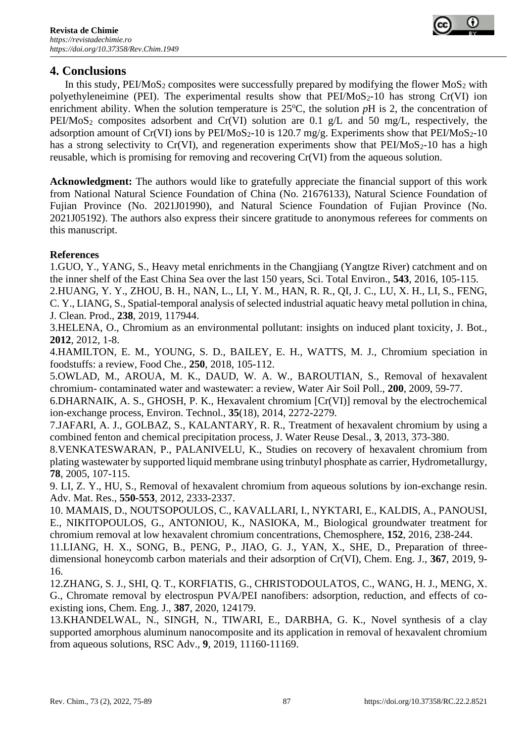## 4. Conclusions

In this study, PEI/$MoS_2$ composites were successfully prepared by modifying the flower $MoS_2$ with polyethyleneimine (PEI). The experimental results show that PEI/$MoS_2$-10 has strong Cr(VI) ion enrichment ability. When the solution temperature is 25°C, the solution *p*H is 2, the concentration of PEI/$MoS_2$ composites adsorbent and Cr(VI) solution are 0.1 g/L and 50 mg/L, respectively, the adsorption amount of Cr(VI) ions by PEI/$MoS_2$-10 is 120.7 mg/g. Experiments show that PEI/$MoS_2$-10 has a strong selectivity to Cr(VI), and regeneration experiments show that PEI/$MoS_2$-10 has a high reusable, which is promising for removing and recovering Cr(VI) from the aqueous solution.

**Acknowledgment:** The authors would like to gratefully appreciate the financial support of this work from National Natural Science Foundation of China (No. 21676133), Natural Science Foundation of Fujian Province (No. 2021J01990), and Natural Science Foundation of Fujian Province (No. 2021J05192). The authors also express their sincere gratitude to anonymous referees for comments on this manuscript.

**References**

1.GUO, Y., YANG, S., Heavy metal enrichments in the Changjiang (Yangtze River) catchment and on the inner shelf of the East China Sea over the last 150 years, Sci. Total Environ., **543**, 2016, 105-115.

2.HUANG, Y. Y., ZHOU, B. H., NAN, L., LI, Y. M., HAN, R. R., QI, J. C., LU, X. H., LI, S., FENG, C. Y., LIANG, S., Spatial-temporal analysis of selected industrial aquatic heavy metal pollution in china, J. Clean. Prod., **238**, 2019, 117944.

3.HELENA, O., Chromium as an environmental pollutant: insights on induced plant toxicity, J. Bot., **2012**, 2012, 1-8.

4.HAMILTON, E. M., YOUNG, S. D., BAILEY, E. H., WATTS, M. J., Chromium speciation in foodstuffs: a review, Food Che., **250**, 2018, 105-112.

5.OWLAD, M., AROUA, M. K., DAUD, W. A. W., BAROUTIAN, S., Removal of hexavalent chromium- contaminated water and wastewater: a review, Water Air Soil Poll., **200**, 2009, 59-77.

6.DHARNAIK, A. S., GHOSH, P. K., Hexavalent chromium [Cr(VI)] removal by the electrochemical ion-exchange process, Environ. Technol., **35**(18), 2014, 2272-2279.

7.JAFARI, A. J., GOLBAZ, S., KALANTARY, R. R., Treatment of hexavalent chromium by using a combined fenton and chemical precipitation process, J. Water Reuse Desal., **3**, 2013, 373-380.

8.VENKATESWARAN, P., PALANIVELU, K., Studies on recovery of hexavalent chromium from plating wastewater by supported liquid membrane using trinbutyl phosphate as carrier, Hydrometallurgy, **78**, 2005, 107-115.

9. LI, Z. Y., HU, S., Removal of hexavalent chromium from aqueous solutions by ion-exchange resin. Adv. Mat. Res., **550-553**, 2012, 2333-2337.

10. MAMAIS, D., NOUTSOPOULOS, C., KAVALLARI, I., NYKTARI, E., KALDIS, A., PANOUSI, E., NIKITOPOULOS, G., ANTONIOU, K., NASIOKA, M., Biological groundwater treatment for chromium removal at low hexavalent chromium concentrations, Chemosphere, **152**, 2016, 238-244.

11.LIANG, H. X., SONG, B., PENG, P., JIAO, G. J., YAN, X., SHE, D., Preparation of three-dimensional honeycomb carbon materials and their adsorption of Cr(VI), Chem. Eng. J., **367**, 2019, 9-16.

12.ZHANG, S. J., SHI, Q. T., KORFIATIS, G., CHRISTODOULATOS, C., WANG, H. J., MENG, X. G., Chromate removal by electrospun PVA/PEI nanofibers: adsorption, reduction, and effects of co-existing ions, Chem. Eng. J., **387**, 2020, 124179.

13.KHANDELWAL, N., SINGH, N., TIWARI, E., DARBHA, G. K., Novel synthesis of a clay supported amorphous aluminum nanocomposite and its application in removal of hexavalent chromium from aqueous solutions, RSC Adv., **9**, 2019, 11160-11169.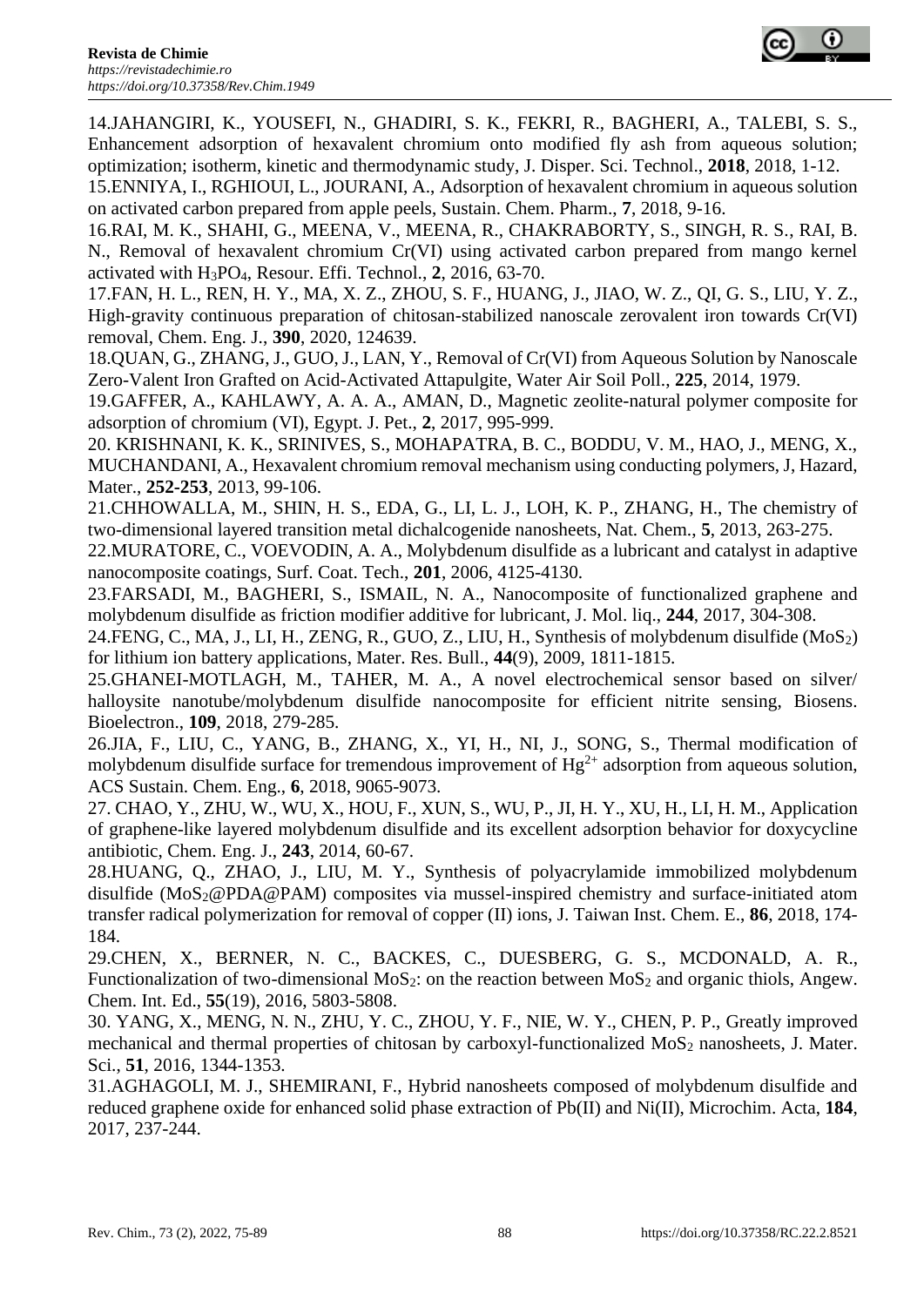14.JAHANGIRI, K., YOUSEFI, N., GHADIRI, S. K., FEKRI, R., BAGHERI, A., TALEBI, S. S., Enhancement adsorption of hexavalent chromium onto modified fly ash from aqueous solution; optimization; isotherm, kinetic and thermodynamic study, J. Disper. Sci. Technol., **2018**, 2018, 1-12.

15.ENNIYA, I., RGHIOUI, L., JOURANI, A., Adsorption of hexavalent chromium in aqueous solution on activated carbon prepared from apple peels, Sustain. Chem. Pharm., **7**, 2018, 9-16.

16.RAI, M. K., SHAHI, G., MEENA, V., MEENA, R., CHAKRABORTY, S., SINGH, R. S., RAI, B. N., Removal of hexavalent chromium Cr(VI) using activated carbon prepared from mango kernel activated with $H_3PO_4$, Resour. Effi. Technol., **2**, 2016, 63-70.

17.FAN, H. L., REN, H. Y., MA, X. Z., ZHOU, S. F., HUANG, J., JIAO, W. Z., QI, G. S., LIU, Y. Z., High-gravity continuous preparation of chitosan-stabilized nanoscale zerovalent iron towards Cr(VI) removal, Chem. Eng. J., **390**, 2020, 124639.

18.QUAN, G., ZHANG, J., GUO, J., LAN, Y., Removal of Cr(VI) from Aqueous Solution by Nanoscale Zero-Valent Iron Grafted on Acid-Activated Attapulgite, Water Air Soil Poll., **225**, 2014, 1979.

19.GAFFER, A., KAHLAWY, A. A. A., AMAN, D., Magnetic zeolite-natural polymer composite for adsorption of chromium (VI), Egypt. J. Pet., **2**, 2017, 995-999.

20. KRISHNANI, K. K., SRINIVES, S., MOHAPATRA, B. C., BODDU, V. M., HAO, J., MENG, X., MUCHANDANI, A., Hexavalent chromium removal mechanism using conducting polymers, J, Hazard, Mater., **252-253**, 2013, 99-106.

21.CHHOWALLA, M., SHIN, H. S., EDA, G., LI, L. J., LOH, K. P., ZHANG, H., The chemistry of two-dimensional layered transition metal dichalcogenide nanosheets, Nat. Chem., **5**, 2013, 263-275.

22.MURATORE, C., VOEVODIN, A. A., Molybdenum disulfide as a lubricant and catalyst in adaptive nanocomposite coatings, Surf. Coat. Tech., **201**, 2006, 4125-4130.

23.FARSADI, M., BAGHERI, S., ISMAIL, N. A., Nanocomposite of functionalized graphene and molybdenum disulfide as friction modifier additive for lubricant, J. Mol. liq., **244**, 2017, 304-308.

24.FENG, C., MA, J., LI, H., ZENG, R., GUO, Z., LIU, H., Synthesis of molybdenum disulfide ($MoS_2$) for lithium ion battery applications, Mater. Res. Bull., **44**(9), 2009, 1811-1815.

25.GHANEI-MOTLAGH, M., TAHER, M. A., A novel electrochemical sensor based on silver/ halloysite nanotube/molybdenum disulfide nanocomposite for efficient nitrite sensing, Biosens. Bioelectron., **109**, 2018, 279-285.

26.JIA, F., LIU, C., YANG, B., ZHANG, X., YI, H., NI, J., SONG, S., Thermal modification of molybdenum disulfide surface for tremendous improvement of $Hg^{2+}$ adsorption from aqueous solution, ACS Sustain. Chem. Eng., **6**, 2018, 9065-9073.

27. CHAO, Y., ZHU, W., WU, X., HOU, F., XUN, S., WU, P., JI, H. Y., XU, H., LI, H. M., Application of graphene-like layered molybdenum disulfide and its excellent adsorption behavior for doxycycline antibiotic, Chem. Eng. J., **243**, 2014, 60-67.

28.HUANG, Q., ZHAO, J., LIU, M. Y., Synthesis of polyacrylamide immobilized molybdenum disulfide ($MoS_2$@PDA@PAM) composites via mussel-inspired chemistry and surface-initiated atom transfer radical polymerization for removal of copper (II) ions, J. Taiwan Inst. Chem. E., **86**, 2018, 174-184.

29.CHEN, X., BERNER, N. C., BACKES, C., DUESBERG, G. S., MCDONALD, A. R., Functionalization of two-dimensional $MoS_2$: on the reaction between $MoS_2$ and organic thiols, Angew. Chem. Int. Ed., **55**(19), 2016, 5803-5808.

30. YANG, X., MENG, N. N., ZHU, Y. C., ZHOU, Y. F., NIE, W. Y., CHEN, P. P., Greatly improved mechanical and thermal properties of chitosan by carboxyl-functionalized $MoS_2$ nanosheets, J. Mater. Sci., **51**, 2016, 1344-1353.

31.AGHAGOLI, M. J., SHEMIRANI, F., Hybrid nanosheets composed of molybdenum disulfide and reduced graphene oxide for enhanced solid phase extraction of Pb(II) and Ni(II), Microchim. Acta, **184**, 2017, 237-244.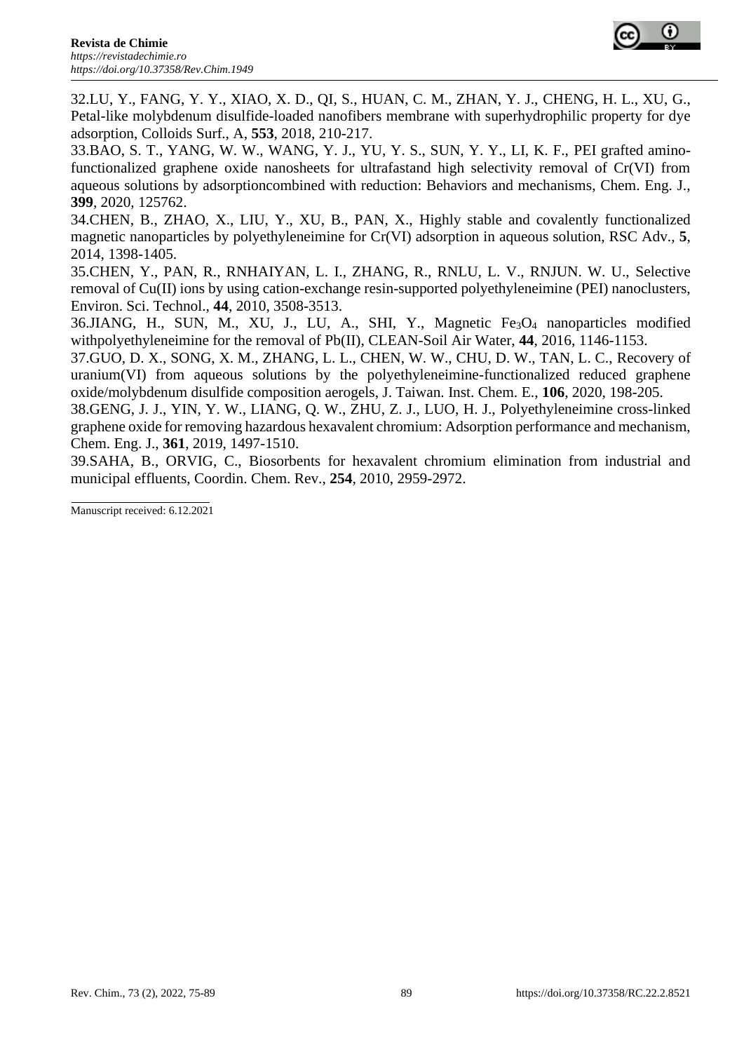32.LU, Y., FANG, Y. Y., XIAO, X. D., QI, S., HUAN, C. M., ZHAN, Y. J., CHENG, H. L., XU, G., Petal-like molybdenum disulfide-loaded nanofibers membrane with superhydrophilic property for dye adsorption, Colloids Surf., A, **553**, 2018, 210-217.

33.BAO, S. T., YANG, W. W., WANG, Y. J., YU, Y. S., SUN, Y. Y., LI, K. F., PEI grafted amino-functionalized graphene oxide nanosheets for ultrafastand high selectivity removal of Cr(VI) from aqueous solutions by adsorptioncombined with reduction: Behaviors and mechanisms, Chem. Eng. J., **399**, 2020, 125762.

34.CHEN, B., ZHAO, X., LIU, Y., XU, B., PAN, X., Highly stable and covalently functionalized magnetic nanoparticles by polyethyleneimine for Cr(VI) adsorption in aqueous solution, RSC Adv., **5**, 2014, 1398-1405.

35.CHEN, Y., PAN, R., RNHAIYAN, L. I., ZHANG, R., RNLU, L. V., RNJUN. W. U., Selective removal of Cu(II) ions by using cation-exchange resin-supported polyethyleneimine (PEI) nanoclusters, Environ. Sci. Technol., **44**, 2010, 3508-3513.

36.JIANG, H., SUN, M., XU, J., LU, A., SHI, Y., Magnetic $Fe_3O_4$ nanoparticles modified withpolyethyleneimine for the removal of Pb(II), CLEAN-Soil Air Water, **44**, 2016, 1146-1153.

37.GUO, D. X., SONG, X. M., ZHANG, L. L., CHEN, W. W., CHU, D. W., TAN, L. C., Recovery of uranium(VI) from aqueous solutions by the polyethyleneimine-functionalized reduced graphene oxide/molybdenum disulfide composition aerogels, J. Taiwan. Inst. Chem. E., **106**, 2020, 198-205.

38.GENG, J. J., YIN, Y. W., LIANG, Q. W., ZHU, Z. J., LUO, H. J., Polyethyleneimine cross-linked graphene oxide for removing hazardous hexavalent chromium: Adsorption performance and mechanism, Chem. Eng. J., **361**, 2019, 1497-1510.

39.SAHA, B., ORVIG, C., Biosorbents for hexavalent chromium elimination from industrial and municipal effluents, Coordin. Chem. Rev., **254**, 2010, 2959-2972.

Manuscript received: 6.12.2021